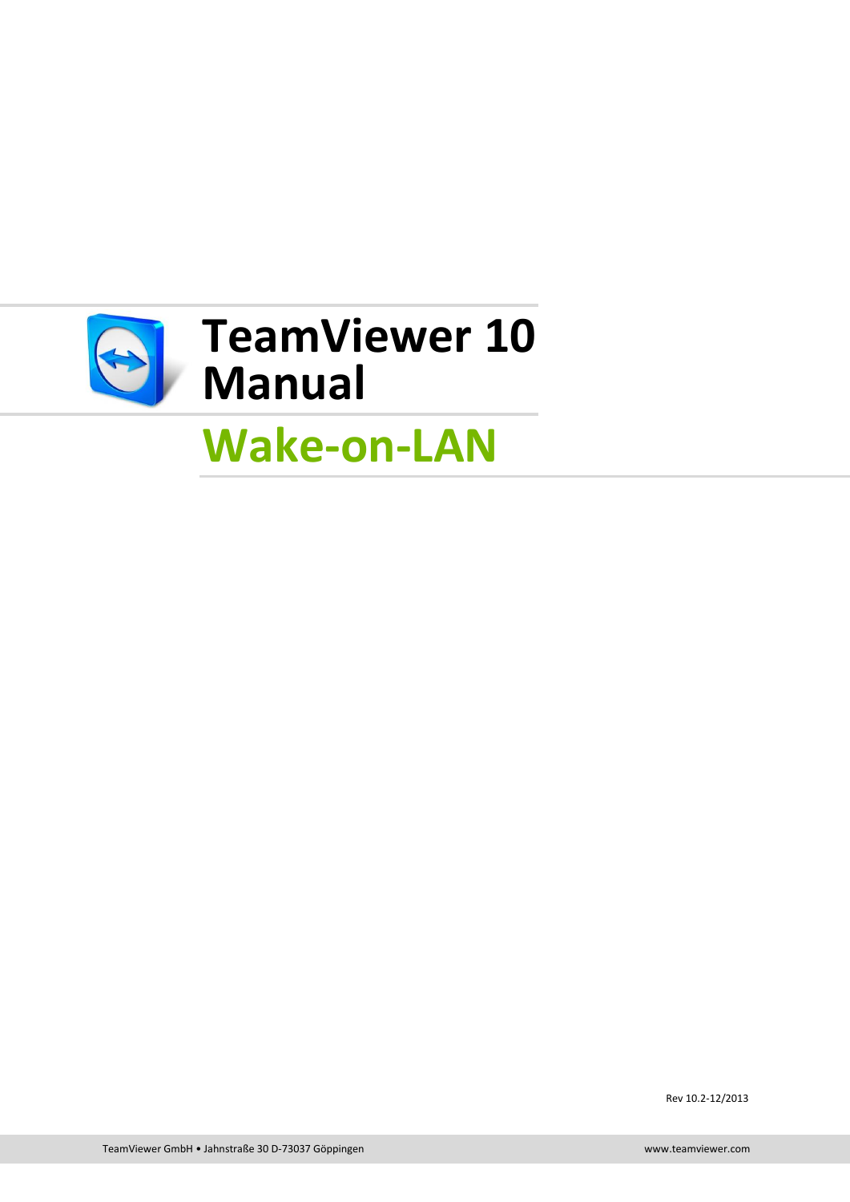# TeamViewer 10 Manual

## Wake-on-LAN

Rev 10.2-12/2013

TeamViewer GmbH • Jahnstraße 30 D-73037 Göppingen

www.teamviewer.com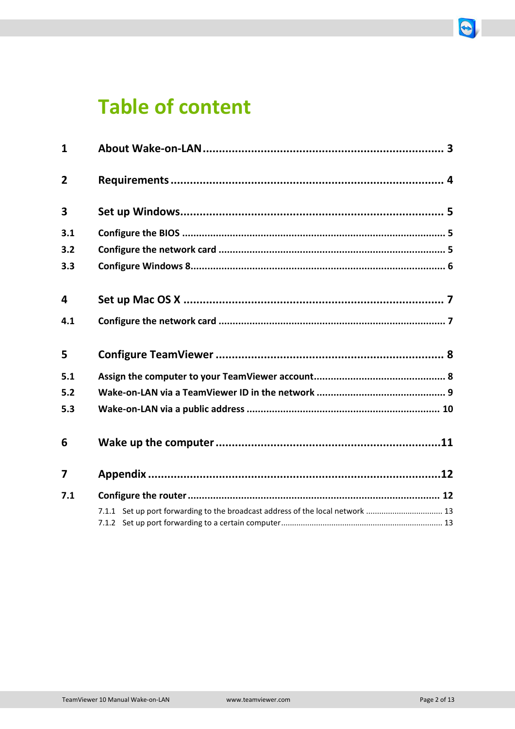# Table of content

| | | |
|---|---|---|
| **1** | **About Wake-on-LAN** | **3** |
| **2** | **Requirements** | **4** |
| **3** | **Set up Windows** | **5** |
| **3.1** | **Configure the BIOS** | **5** |
| **3.2** | **Configure the network card** | **5** |
| **3.3** | **Configure Windows 8** | **6** |
| **4** | **Set up Mac OS X** | **7** |
| **4.1** | **Configure the network card** | **7** |
| **5** | **Configure TeamViewer** | **8** |
| **5.1** | **Assign the computer to your TeamViewer account** | **8** |
| **5.2** | **Wake-on-LAN via a TeamViewer ID in the network** | **9** |
| **5.3** | **Wake-on-LAN via a public address** | **10** |
| **6** | **Wake up the computer** | **11** |
| **7** | **Appendix** | **12** |
| **7.1** | **Configure the router** | **12** |
| | 7.1.1 Set up port forwarding to the broadcast address of the local network | 13 |
| | 7.1.2 Set up port forwarding to a certain computer | 13 |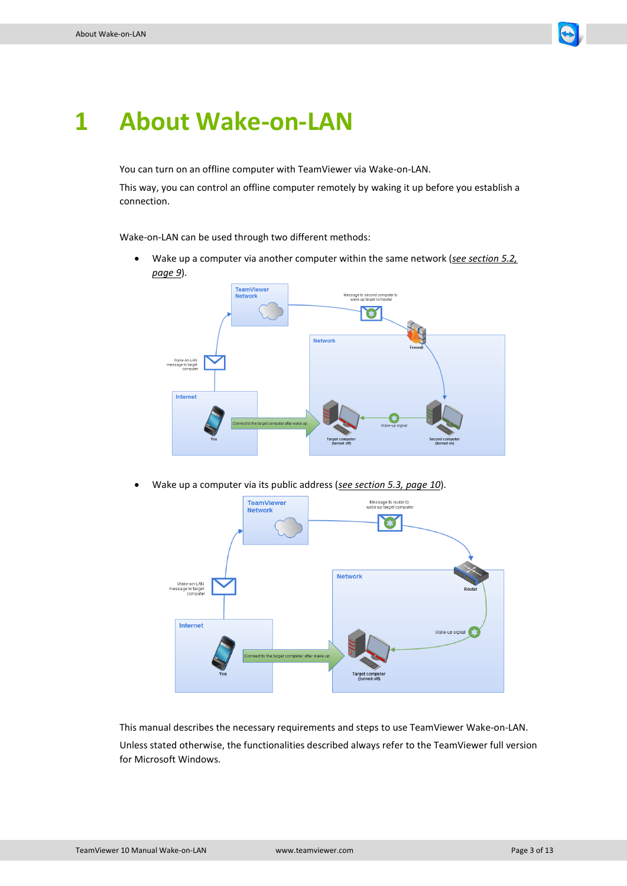# 1 About Wake-on-LAN

You can turn on an offline computer with TeamViewer via Wake-on-LAN.

This way, you can control an offline computer remotely by waking it up before you establish a connection.

Wake-on-LAN can be used through two different methods:

- Wake up a computer via another computer within the same network (*see section 5.2, page 9*).

- Wake up a computer via its public address (*see section 5.3, page 10*).

This manual describes the necessary requirements and steps to use TeamViewer Wake-on-LAN.

Unless stated otherwise, the functionalities described always refer to the TeamViewer full version for Microsoft Windows.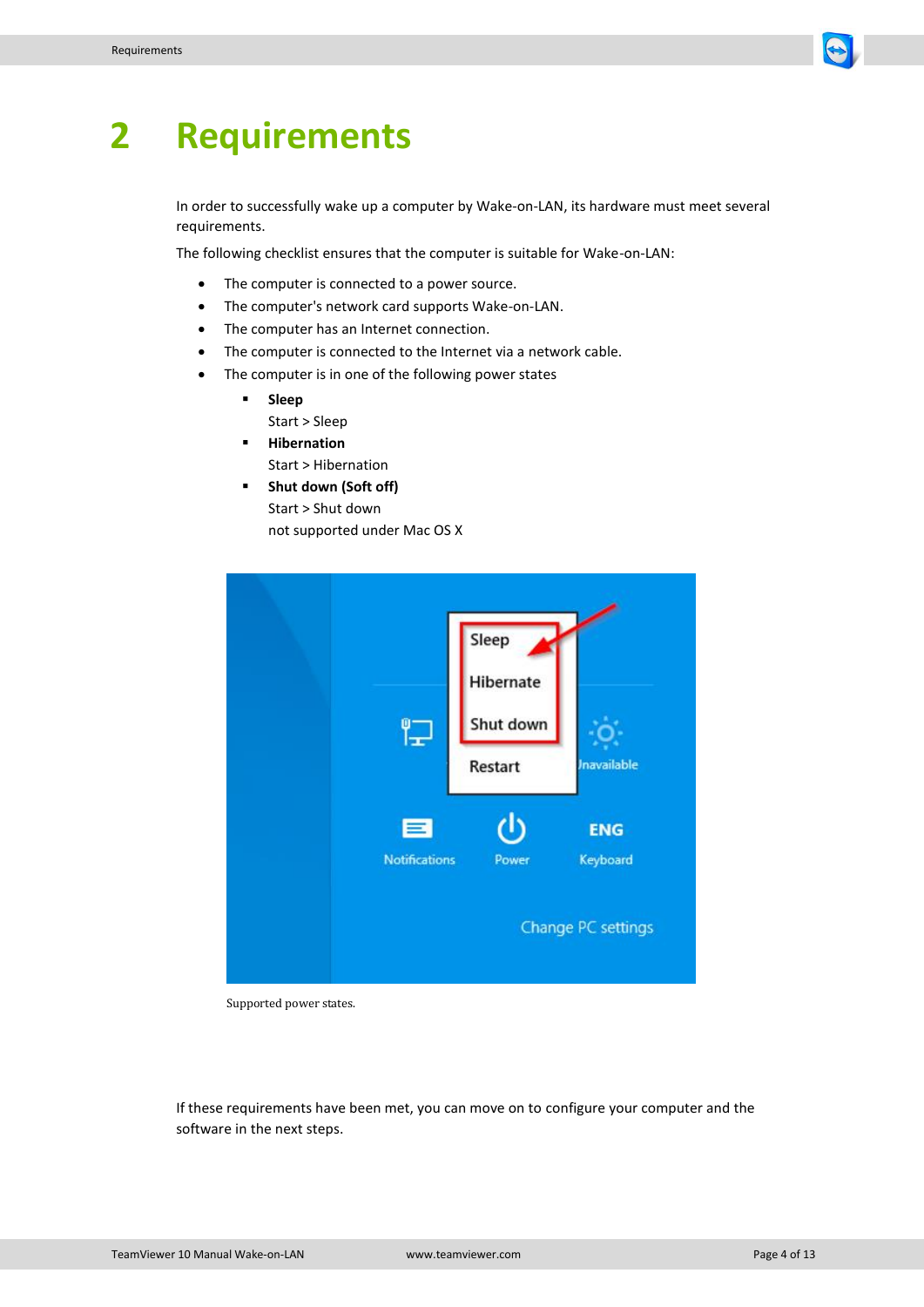# 2 Requirements

In order to successfully wake up a computer by Wake-on-LAN, its hardware must meet several requirements.

The following checklist ensures that the computer is suitable for Wake-on-LAN:

- The computer is connected to a power source.
- The computer's network card supports Wake-on-LAN.
- The computer has an Internet connection.
- The computer is connected to the Internet via a network cable.
- The computer is in one of the following power states
  - **Sleep**
    Start > Sleep
  - **Hibernation**
    Start > Hibernation
  - **Shut down (Soft off)**
    Start > Shut down
    not supported under Mac OS X

Supported power states.

If these requirements have been met, you can move on to configure your computer and the software in the next steps.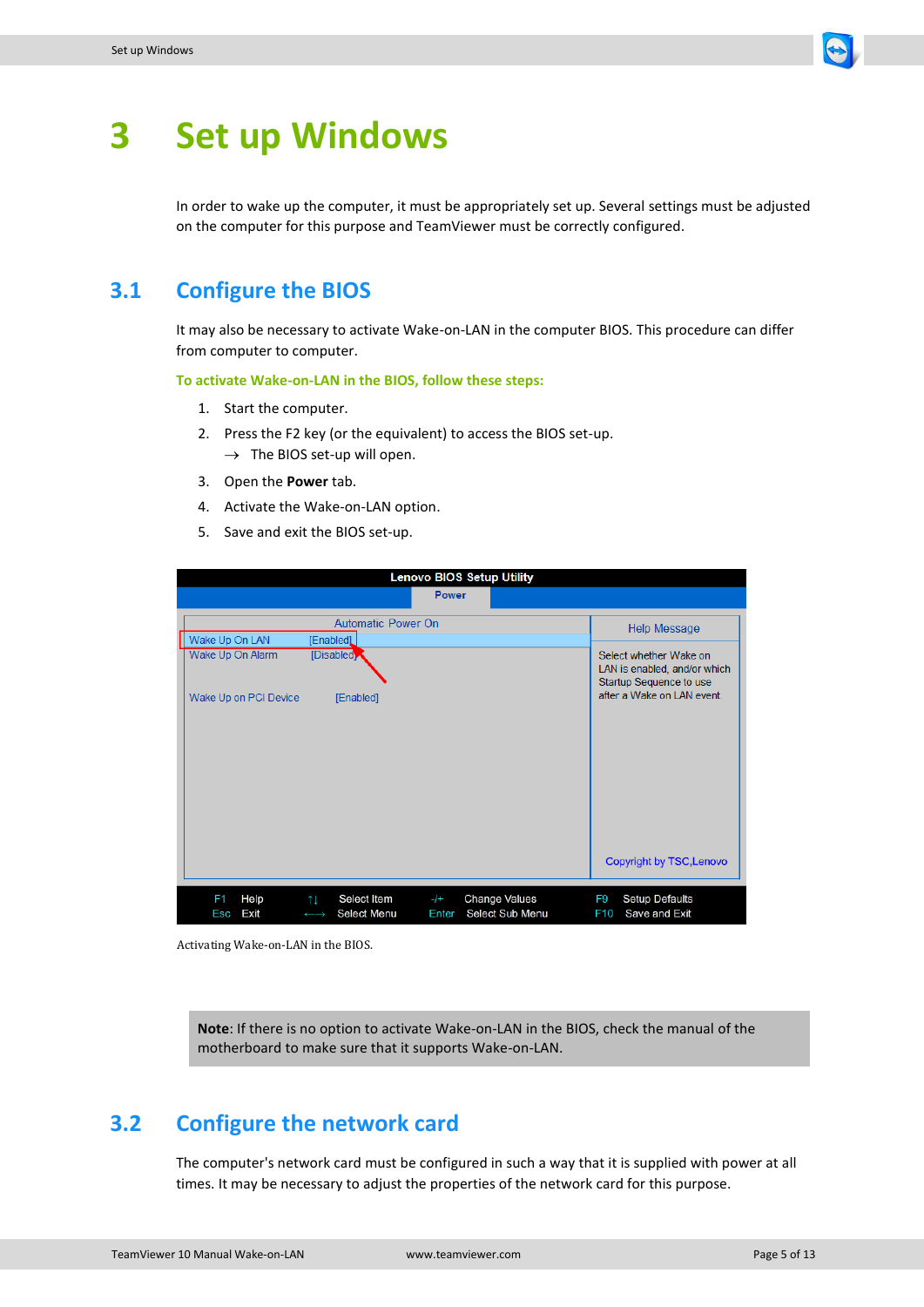# 3 Set up Windows

In order to wake up the computer, it must be appropriately set up. Several settings must be adjusted on the computer for this purpose and TeamViewer must be correctly configured.

## 3.1 Configure the BIOS

It may also be necessary to activate Wake-on-LAN in the computer BIOS. This procedure can differ from computer to computer.

**To activate Wake-on-LAN in the BIOS, follow these steps:**

1. Start the computer.
2. Press the F2 key (or the equivalent) to access the BIOS set-up.
   → The BIOS set-up will open.
3. Open the **Power** tab.
4. Activate the Wake-on-LAN option.
5. Save and exit the BIOS set-up.

Activating Wake-on-LAN in the BIOS.

> **Note**: If there is no option to activate Wake-on-LAN in the BIOS, check the manual of the motherboard to make sure that it supports Wake-on-LAN.

## 3.2 Configure the network card

The computer's network card must be configured in such a way that it is supplied with power at all times. It may be necessary to adjust the properties of the network card for this purpose.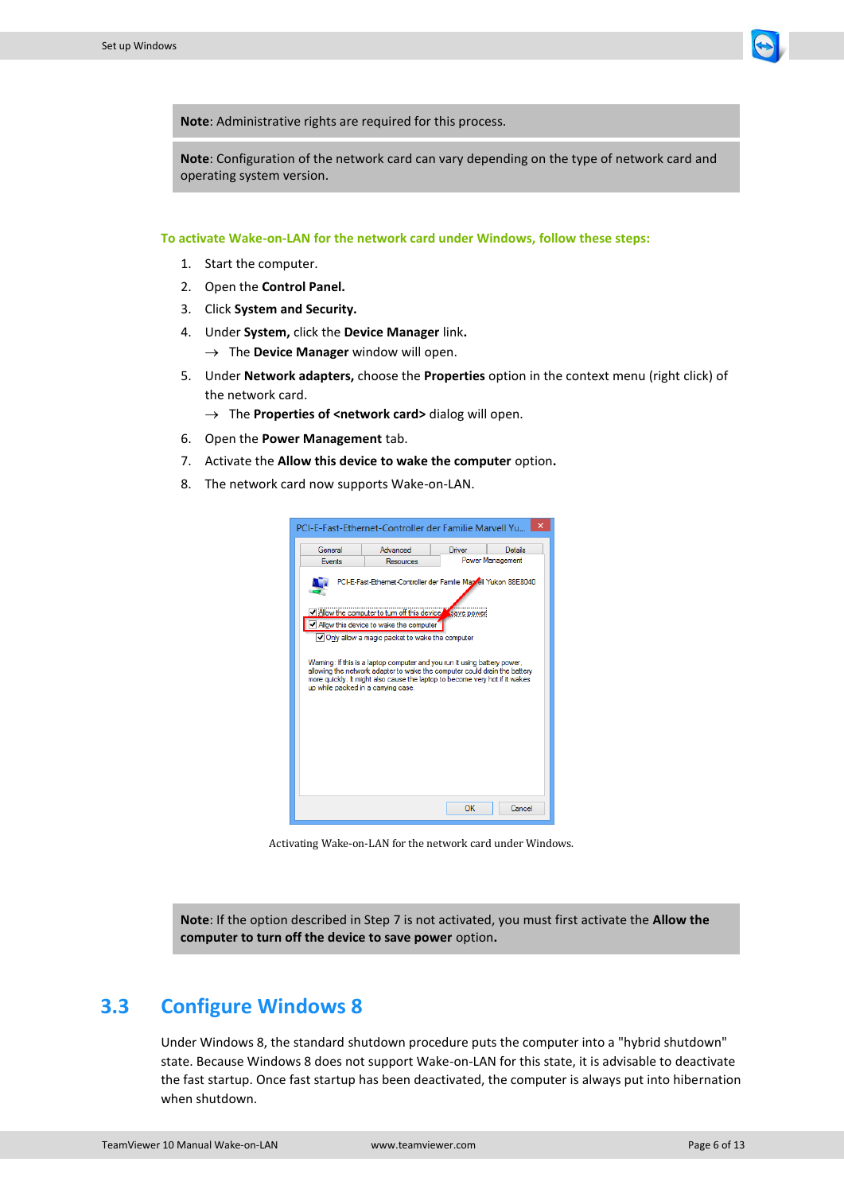**Note**: Administrative rights are required for this process.

**Note**: Configuration of the network card can vary depending on the type of network card and operating system version.

**To activate Wake-on-LAN for the network card under Windows, follow these steps:**

1. Start the computer.
2. Open the **Control Panel.**
3. Click **System and Security.**
4. Under **System,** click the **Device Manager** link.
   → The **Device Manager** window will open.
5. Under **Network adapters,** choose the **Properties** option in the context menu (right click) of the network card.
   → The **Properties of <network card>** dialog will open.
6. Open the **Power Management** tab.
7. Activate the **Allow this device to wake the computer** option.
8. The network card now supports Wake-on-LAN.

Activating Wake-on-LAN for the network card under Windows.

**Note**: If the option described in Step 7 is not activated, you must first activate the **Allow the computer to turn off the device to save power** option.

## 3.3 Configure Windows 8

Under Windows 8, the standard shutdown procedure puts the computer into a "hybrid shutdown" state. Because Windows 8 does not support Wake-on-LAN for this state, it is advisable to deactivate the fast startup. Once fast startup has been deactivated, the computer is always put into hibernation when shutdown.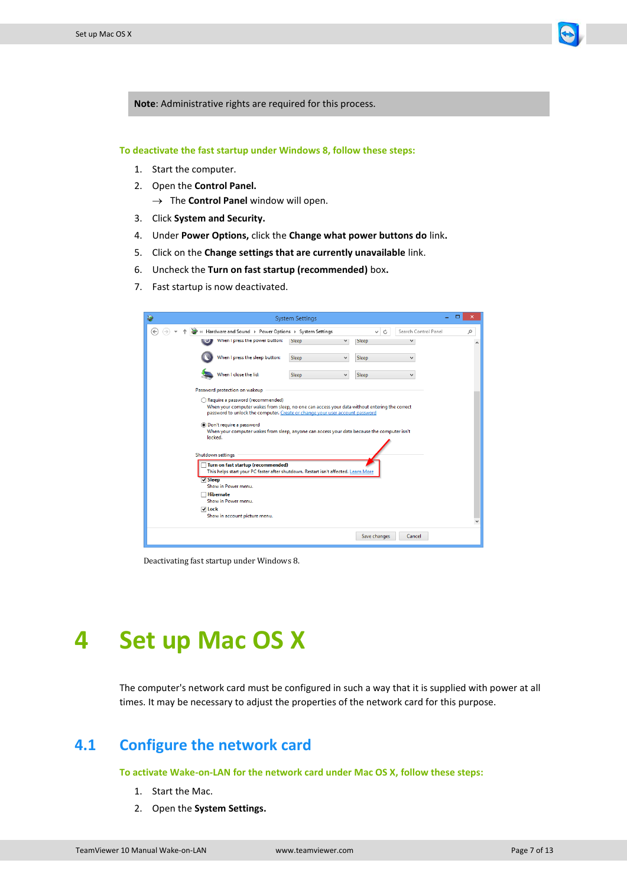> **Note**: Administrative rights are required for this process.

**To deactivate the fast startup under Windows 8, follow these steps:**

1. Start the computer.
2. Open the **Control Panel.**
   → The **Control Panel** window will open.
3. Click **System and Security.**
4. Under **Power Options,** click the **Change what power buttons do** link**.**
5. Click on the **Change settings that are currently unavailable** link.
6. Uncheck the **Turn on fast startup (recommended)** box**.**
7. Fast startup is now deactivated.

Deactivating fast startup under Windows 8.

# 4 Set up Mac OS X

The computer's network card must be configured in such a way that it is supplied with power at all times. It may be necessary to adjust the properties of the network card for this purpose.

## 4.1 Configure the network card

**To activate Wake-on-LAN for the network card under Mac OS X, follow these steps:**

1. Start the Mac.
2. Open the **System Settings.**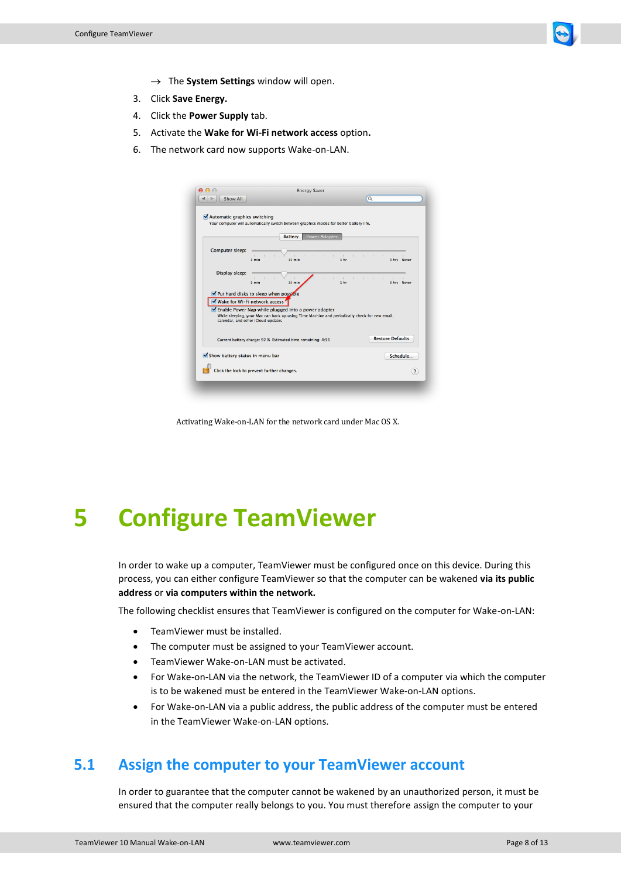→ The **System Settings** window will open.

3. Click **Save Energy.**
4. Click the **Power Supply** tab.
5. Activate the **Wake for Wi-Fi network access** option**.**
6. The network card now supports Wake-on-LAN.

Activating Wake-on-LAN for the network card under Mac OS X.

# 5 Configure TeamViewer

In order to wake up a computer, TeamViewer must be configured once on this device. During this process, you can either configure TeamViewer so that the computer can be wakened **via its public address** or **via computers within the network.**

The following checklist ensures that TeamViewer is configured on the computer for Wake-on-LAN:

- TeamViewer must be installed.
- The computer must be assigned to your TeamViewer account.
- TeamViewer Wake-on-LAN must be activated.
- For Wake-on-LAN via the network, the TeamViewer ID of a computer via which the computer is to be wakened must be entered in the TeamViewer Wake-on-LAN options.
- For Wake-on-LAN via a public address, the public address of the computer must be entered in the TeamViewer Wake-on-LAN options.

## 5.1 Assign the computer to your TeamViewer account

In order to guarantee that the computer cannot be wakened by an unauthorized person, it must be ensured that the computer really belongs to you. You must therefore assign the computer to your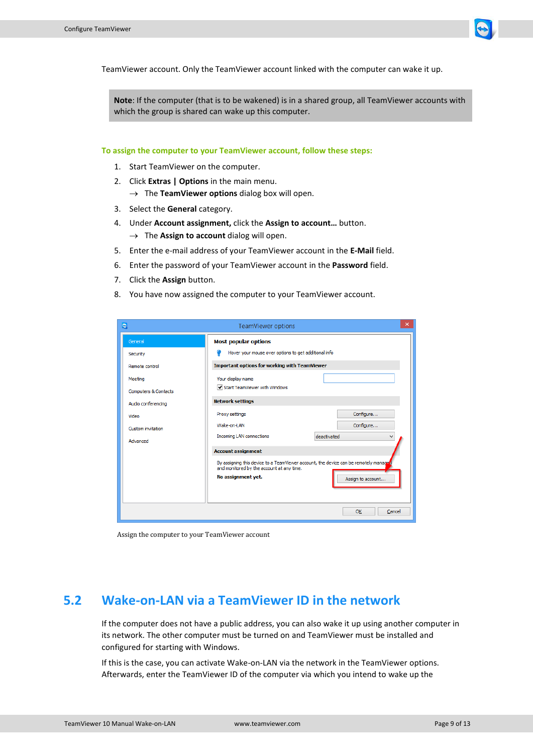TeamViewer account. Only the TeamViewer account linked with the computer can wake it up.

> **Note**: If the computer (that is to be wakened) is in a shared group, all TeamViewer accounts with which the group is shared can wake up this computer.

**To assign the computer to your TeamViewer account, follow these steps:**

1. Start TeamViewer on the computer.
2. Click **Extras | Options** in the main menu.
   → The **TeamViewer options** dialog box will open.
3. Select the **General** category.
4. Under **Account assignment,** click the **Assign to account…** button.
   → The **Assign to account** dialog will open.
5. Enter the e-mail address of your TeamViewer account in the **E-Mail** field.
6. Enter the password of your TeamViewer account in the **Password** field.
7. Click the **Assign** button.
8. You have now assigned the computer to your TeamViewer account.

Assign the computer to your TeamViewer account

## 5.2 Wake-on-LAN via a TeamViewer ID in the network

If the computer does not have a public address, you can also wake it up using another computer in its network. The other computer must be turned on and TeamViewer must be installed and configured for starting with Windows.

If this is the case, you can activate Wake-on-LAN via the network in the TeamViewer options. Afterwards, enter the TeamViewer ID of the computer via which you intend to wake up the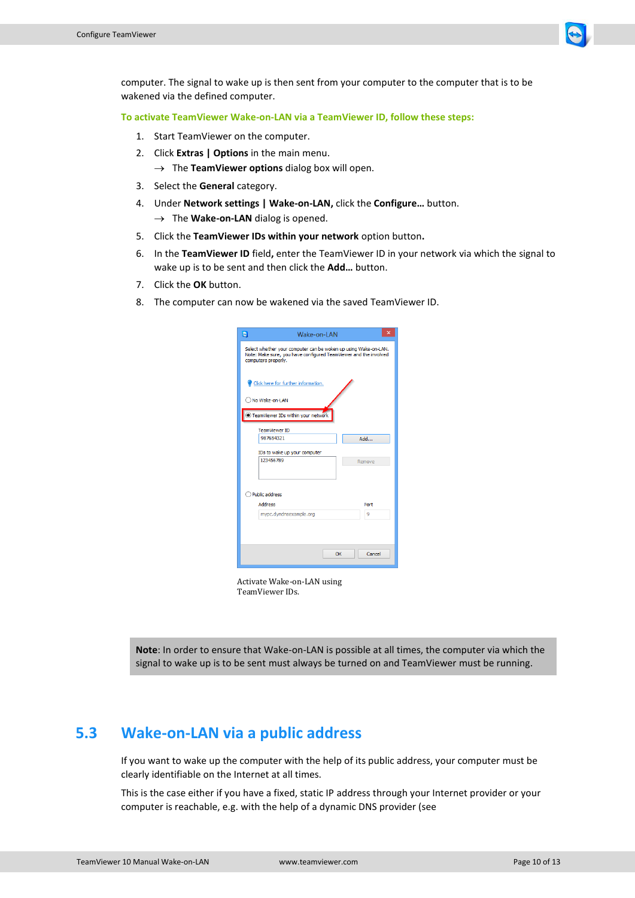computer. The signal to wake up is then sent from your computer to the computer that is to be wakened via the defined computer.

**To activate TeamViewer Wake-on-LAN via a TeamViewer ID, follow these steps:**

1. Start TeamViewer on the computer.
2. Click **Extras | Options** in the main menu.
   → The **TeamViewer options** dialog box will open.
3. Select the **General** category.
4. Under **Network settings | Wake-on-LAN,** click the **Configure…** button.
   → The **Wake-on-LAN** dialog is opened.
5. Click the **TeamViewer IDs within your network** option button**.**
6. In the **TeamViewer ID** field**,** enter the TeamViewer ID in your network via which the signal to wake up is to be sent and then click the **Add…** button.
7. Click the **OK** button.
8. The computer can now be wakened via the saved TeamViewer ID.

Activate Wake-on-LAN using TeamViewer IDs.

> **Note**: In order to ensure that Wake-on-LAN is possible at all times, the computer via which the signal to wake up is to be sent must always be turned on and TeamViewer must be running.

## 5.3 Wake-on-LAN via a public address

If you want to wake up the computer with the help of its public address, your computer must be clearly identifiable on the Internet at all times.

This is the case either if you have a fixed, static IP address through your Internet provider or your computer is reachable, e.g. with the help of a dynamic DNS provider (see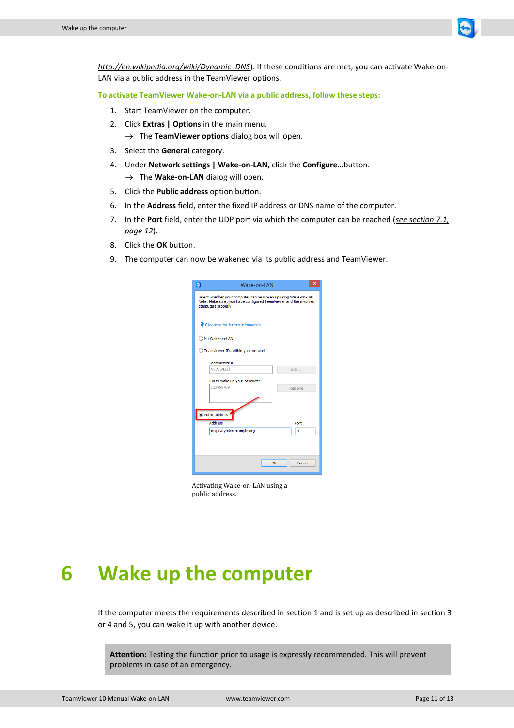http://en.wikipedia.org/wiki/Dynamic_DNS). If these conditions are met, you can activate Wake-on-LAN via a public address in the TeamViewer options.

**To activate TeamViewer Wake-on-LAN via a public address, follow these steps:**

1. Start TeamViewer on the computer.
2. Click **Extras | Options** in the main menu.
   → The **TeamViewer options** dialog box will open.
3. Select the **General** category.
4. Under **Network settings | Wake-on-LAN,** click the **Configure…**button.
   → The **Wake-on-LAN** dialog will open.
5. Click the **Public address** option button.
6. In the **Address** field, enter the fixed IP address or DNS name of the computer.
7. In the **Port** field, enter the UDP port via which the computer can be reached (*see section 7.1, page 12*).
8. Click the **OK** button.
9. The computer can now be wakened via its public address and TeamViewer.

Activating Wake-on-LAN using a public address.

# 6 Wake up the computer

If the computer meets the requirements described in section 1 and is set up as described in section 3 or 4 and 5, you can wake it up with another device.

**Attention:** Testing the function prior to usage is expressly recommended. This will prevent problems in case of an emergency.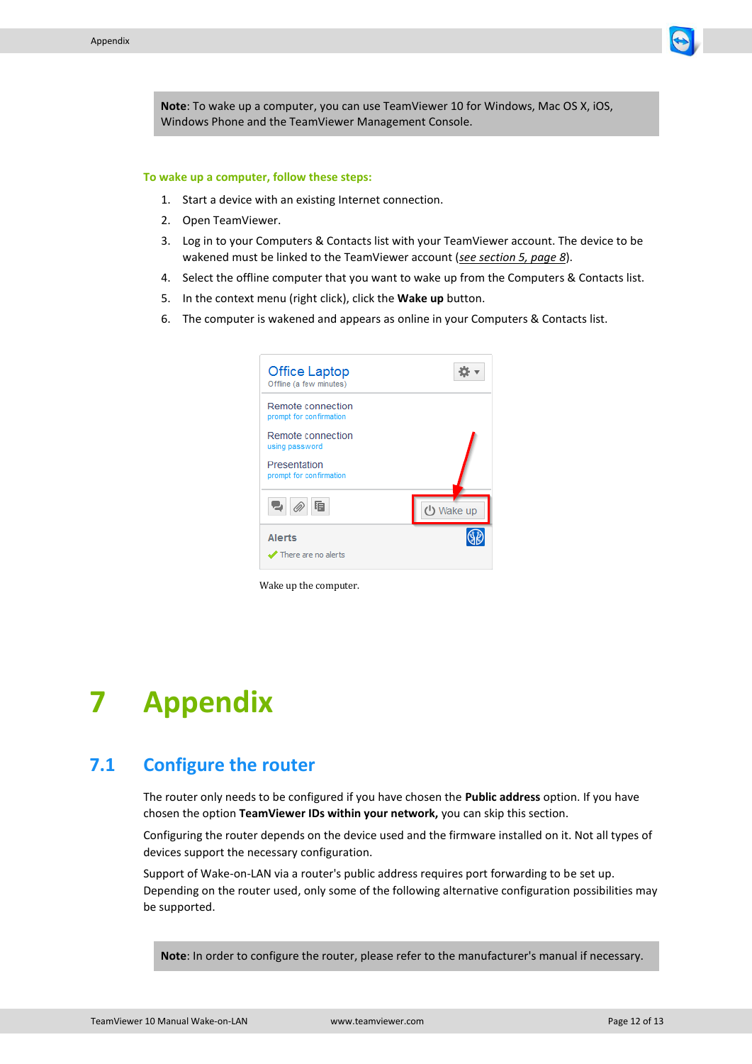> **Note**: To wake up a computer, you can use TeamViewer 10 for Windows, Mac OS X, iOS, Windows Phone and the TeamViewer Management Console.

**To wake up a computer, follow these steps:**

1. Start a device with an existing Internet connection.
2. Open TeamViewer.
3. Log in to your Computers & Contacts list with your TeamViewer account. The device to be wakened must be linked to the TeamViewer account (*see section 5, page 8*).
4. Select the offline computer that you want to wake up from the Computers & Contacts list.
5. In the context menu (right click), click the **Wake up** button.
6. The computer is wakened and appears as online in your Computers & Contacts list.

Wake up the computer.

# 7 Appendix

## 7.1 Configure the router

The router only needs to be configured if you have chosen the **Public address** option. If you have chosen the option **TeamViewer IDs within your network,** you can skip this section.

Configuring the router depends on the device used and the firmware installed on it. Not all types of devices support the necessary configuration.

Support of Wake-on-LAN via a router's public address requires port forwarding to be set up. Depending on the router used, only some of the following alternative configuration possibilities may be supported.

> **Note**: In order to configure the router, please refer to the manufacturer's manual if necessary.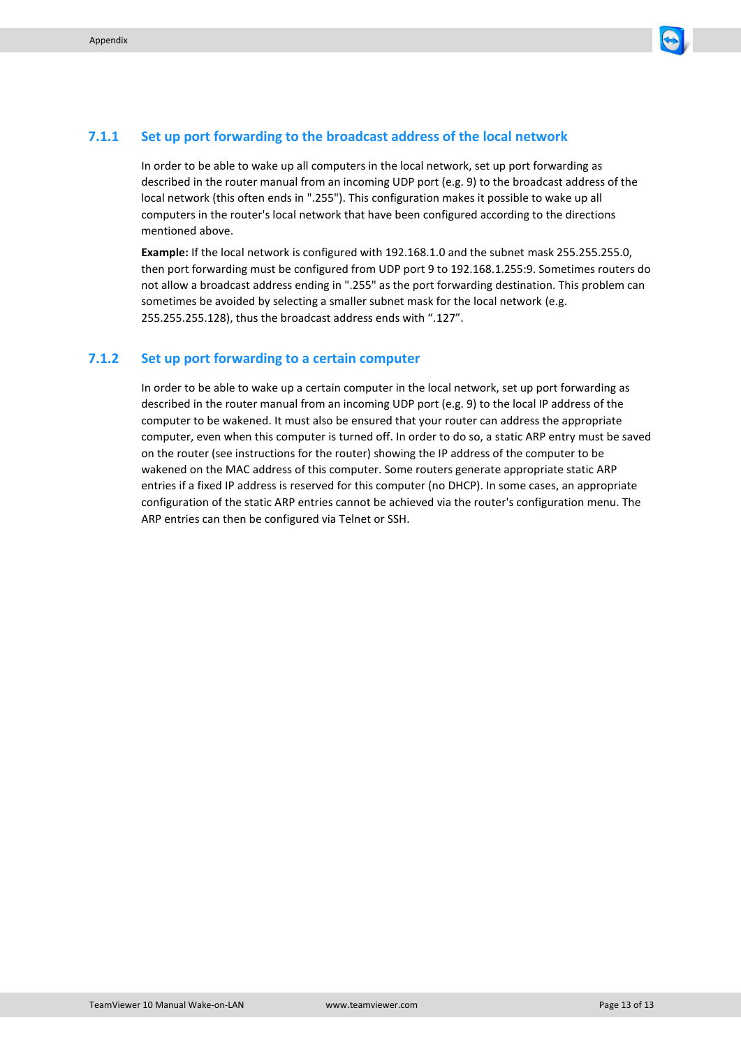### 7.1.1 Set up port forwarding to the broadcast address of the local network

In order to be able to wake up all computers in the local network, set up port forwarding as described in the router manual from an incoming UDP port (e.g. 9) to the broadcast address of the local network (this often ends in ".255"). This configuration makes it possible to wake up all computers in the router's local network that have been configured according to the directions mentioned above.

**Example:** If the local network is configured with 192.168.1.0 and the subnet mask 255.255.255.0, then port forwarding must be configured from UDP port 9 to 192.168.1.255:9. Sometimes routers do not allow a broadcast address ending in ".255" as the port forwarding destination. This problem can sometimes be avoided by selecting a smaller subnet mask for the local network (e.g. 255.255.255.128), thus the broadcast address ends with ".127".

### 7.1.2 Set up port forwarding to a certain computer

In order to be able to wake up a certain computer in the local network, set up port forwarding as described in the router manual from an incoming UDP port (e.g. 9) to the local IP address of the computer to be wakened. It must also be ensured that your router can address the appropriate computer, even when this computer is turned off. In order to do so, a static ARP entry must be saved on the router (see instructions for the router) showing the IP address of the computer to be wakened on the MAC address of this computer. Some routers generate appropriate static ARP entries if a fixed IP address is reserved for this computer (no DHCP). In some cases, an appropriate configuration of the static ARP entries cannot be achieved via the router's configuration menu. The ARP entries can then be configured via Telnet or SSH.